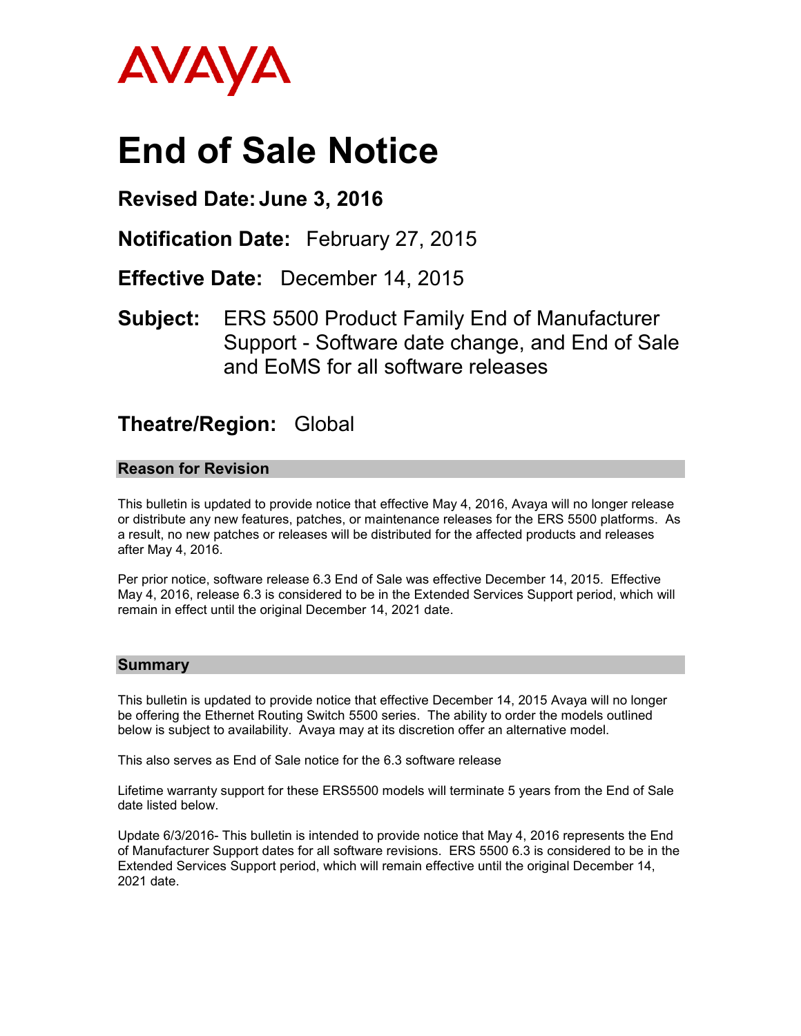AVAYA

# End of Sale Notice

**Revised Date: June 3, 2016**

**Notification Date:** February 27, 2015

**Effective Date:** December 14, 2015

**Subject:** ERS 5500 Product Family End of Manufacturer Support - Software date change, and End of Sale and EoMS for all software releases

**Theatre/Region:** Global

## Reason for Revision

This bulletin is updated to provide notice that effective May 4, 2016, Avaya will no longer release or distribute any new features, patches, or maintenance releases for the ERS 5500 platforms. As a result, no new patches or releases will be distributed for the affected products and releases after May 4, 2016.

Per prior notice, software release 6.3 End of Sale was effective December 14, 2015. Effective May 4, 2016, release 6.3 is considered to be in the Extended Services Support period, which will remain in effect until the original December 14, 2021 date.

## Summary

This bulletin is updated to provide notice that effective December 14, 2015 Avaya will no longer be offering the Ethernet Routing Switch 5500 series. The ability to order the models outlined below is subject to availability. Avaya may at its discretion offer an alternative model.

This also serves as End of Sale notice for the 6.3 software release

Lifetime warranty support for these ERS5500 models will terminate 5 years from the End of Sale date listed below.

Update 6/3/2016- This bulletin is intended to provide notice that May 4, 2016 represents the End of Manufacturer Support dates for all software revisions. ERS 5500 6.3 is considered to be in the Extended Services Support period, which will remain effective until the original December 14, 2021 date.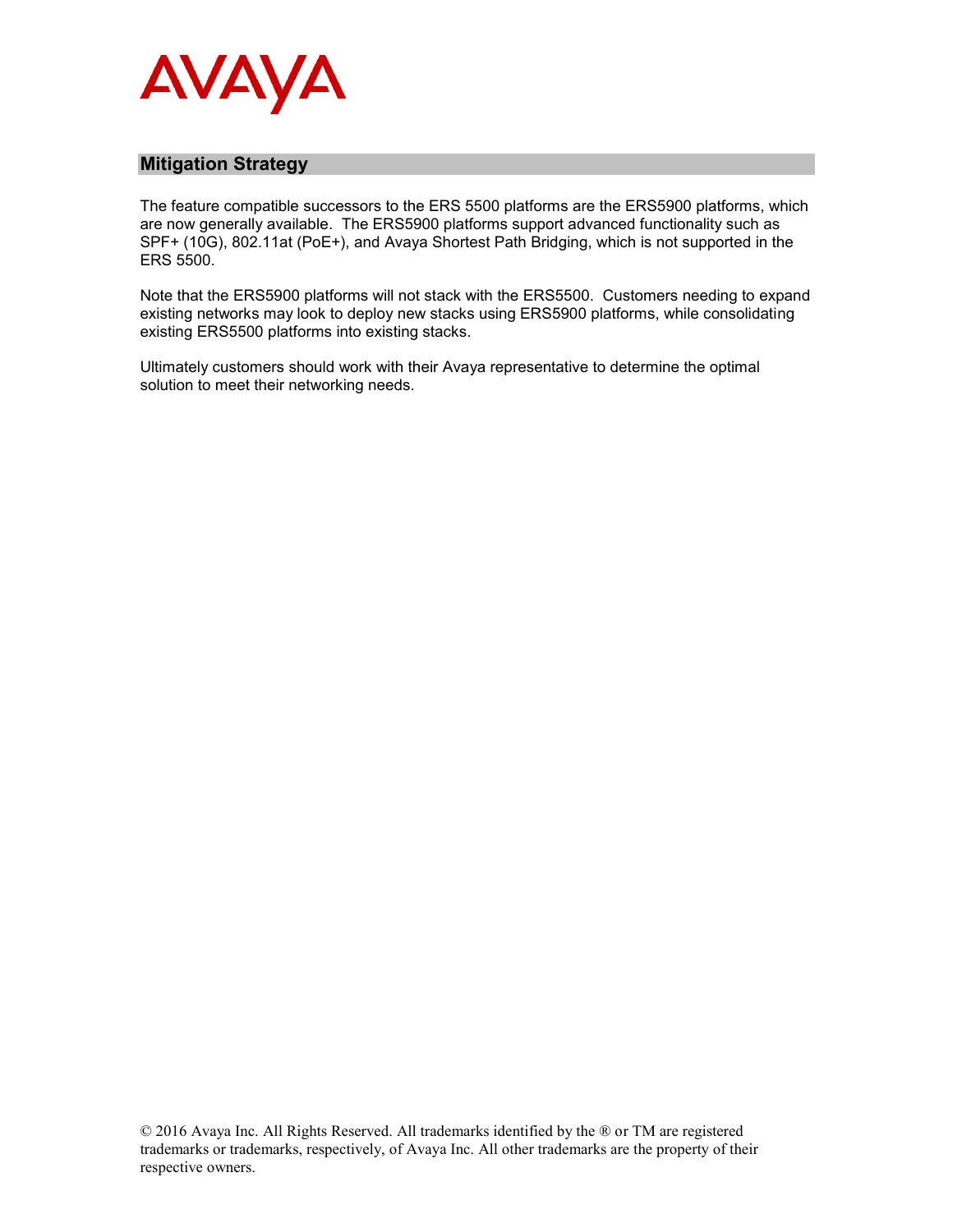## Mitigation Strategy

The feature compatible successors to the ERS 5500 platforms are the ERS5900 platforms, which are now generally available. The ERS5900 platforms support advanced functionality such as SPF+ (10G), 802.11at (PoE+), and Avaya Shortest Path Bridging, which is not supported in the ERS 5500.

Note that the ERS5900 platforms will not stack with the ERS5500. Customers needing to expand existing networks may look to deploy new stacks using ERS5900 platforms, while consolidating existing ERS5500 platforms into existing stacks.

Ultimately customers should work with their Avaya representative to determine the optimal solution to meet their networking needs.

© 2016 Avaya Inc. All Rights Reserved. All trademarks identified by the ® or TM are registered trademarks or trademarks, respectively, of Avaya Inc. All other trademarks are the property of their respective owners.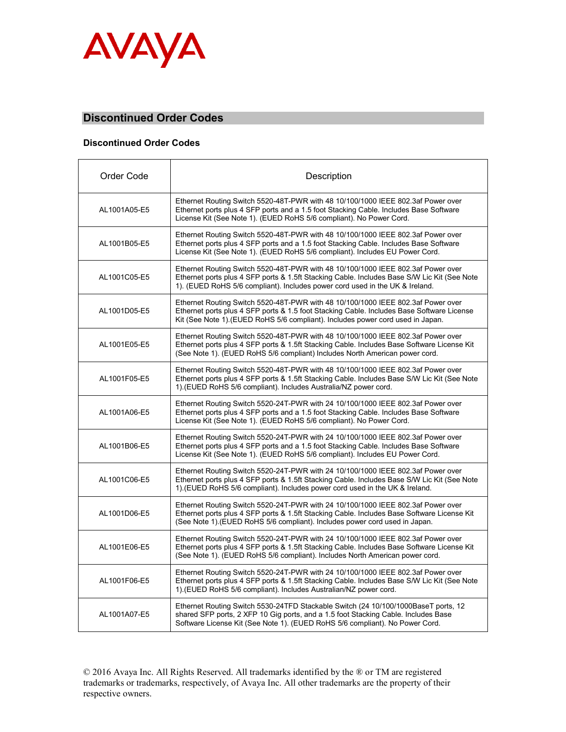## Discontinued Order Codes

### Discontinued Order Codes

| Order Code | Description |
|---|---|
| AL1001A05-E5 | Ethernet Routing Switch 5520-48T-PWR with 48 10/100/1000 IEEE 802.3af Power over Ethernet ports plus 4 SFP ports and a 1.5 foot Stacking Cable. Includes Base Software License Kit (See Note 1). (EUED RoHS 5/6 compliant). No Power Cord. |
| AL1001B05-E5 | Ethernet Routing Switch 5520-48T-PWR with 48 10/100/1000 IEEE 802.3af Power over Ethernet ports plus 4 SFP ports and a 1.5 foot Stacking Cable. Includes Base Software License Kit (See Note 1). (EUED RoHS 5/6 compliant). Includes EU Power Cord. |
| AL1001C05-E5 | Ethernet Routing Switch 5520-48T-PWR with 48 10/100/1000 IEEE 802.3af Power over Ethernet ports plus 4 SFP ports & 1.5ft Stacking Cable. Includes Base S/W Lic Kit (See Note 1). (EUED RoHS 5/6 compliant). Includes power cord used in the UK & Ireland. |
| AL1001D05-E5 | Ethernet Routing Switch 5520-48T-PWR with 48 10/100/1000 IEEE 802.3af Power over Ethernet ports plus 4 SFP ports & 1.5 foot Stacking Cable. Includes Base Software License Kit (See Note 1).(EUED RoHS 5/6 compliant). Includes power cord used in Japan. |
| AL1001E05-E5 | Ethernet Routing Switch 5520-48T-PWR with 48 10/100/1000 IEEE 802.3af Power over Ethernet ports plus 4 SFP ports & 1.5ft Stacking Cable. Includes Base Software License Kit (See Note 1). (EUED RoHS 5/6 compliant) Includes North American power cord. |
| AL1001F05-E5 | Ethernet Routing Switch 5520-48T-PWR with 48 10/100/1000 IEEE 802.3af Power over Ethernet ports plus 4 SFP ports & 1.5ft Stacking Cable. Includes Base S/W Lic Kit (See Note 1).(EUED RoHS 5/6 compliant). Includes Australia/NZ power cord. |
| AL1001A06-E5 | Ethernet Routing Switch 5520-24T-PWR with 24 10/100/1000 IEEE 802.3af Power over Ethernet ports plus 4 SFP ports and a 1.5 foot Stacking Cable. Includes Base Software License Kit (See Note 1). (EUED RoHS 5/6 compliant). No Power Cord. |
| AL1001B06-E5 | Ethernet Routing Switch 5520-24T-PWR with 24 10/100/1000 IEEE 802.3af Power over Ethernet ports plus 4 SFP ports and a 1.5 foot Stacking Cable. Includes Base Software License Kit (See Note 1). (EUED RoHS 5/6 compliant). Includes EU Power Cord. |
| AL1001C06-E5 | Ethernet Routing Switch 5520-24T-PWR with 24 10/100/1000 IEEE 802.3af Power over Ethernet ports plus 4 SFP ports & 1.5ft Stacking Cable. Includes Base S/W Lic Kit (See Note 1).(EUED RoHS 5/6 compliant). Includes power cord used in the UK & Ireland. |
| AL1001D06-E5 | Ethernet Routing Switch 5520-24T-PWR with 24 10/100/1000 IEEE 802.3af Power over Ethernet ports plus 4 SFP ports & 1.5ft Stacking Cable. Includes Base Software License Kit (See Note 1).(EUED RoHS 5/6 compliant). Includes power cord used in Japan. |
| AL1001E06-E5 | Ethernet Routing Switch 5520-24T-PWR with 24 10/100/1000 IEEE 802.3af Power over Ethernet ports plus 4 SFP ports & 1.5ft Stacking Cable. Includes Base Software License Kit (See Note 1). (EUED RoHS 5/6 compliant). Includes North American power cord. |
| AL1001F06-E5 | Ethernet Routing Switch 5520-24T-PWR with 24 10/100/1000 IEEE 802.3af Power over Ethernet ports plus 4 SFP ports & 1.5ft Stacking Cable. Includes Base S/W Lic Kit (See Note 1).(EUED RoHS 5/6 compliant). Includes Australian/NZ power cord. |
| AL1001A07-E5 | Ethernet Routing Switch 5530-24TFD Stackable Switch (24 10/100/1000BaseT ports, 12 shared SFP ports, 2 XFP 10 Gig ports, and a 1.5 foot Stacking Cable. Includes Base Software License Kit (See Note 1). (EUED RoHS 5/6 compliant). No Power Cord. |

© 2016 Avaya Inc. All Rights Reserved. All trademarks identified by the ® or TM are registered trademarks or trademarks, respectively, of Avaya Inc. All other trademarks are the property of their respective owners.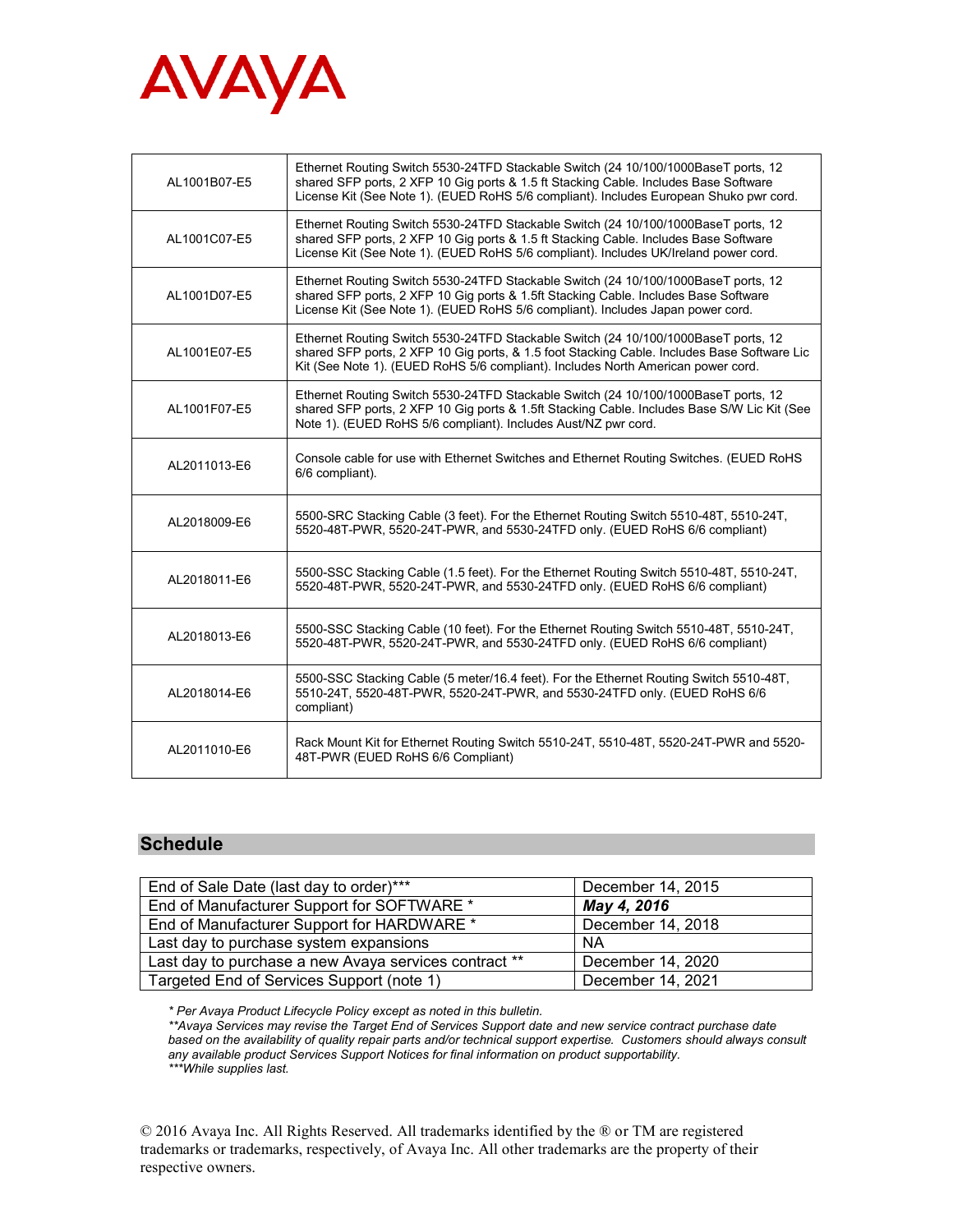| | |
|---|---|
| AL1001B07-E5 | Ethernet Routing Switch 5530-24TFD Stackable Switch (24 10/100/1000BaseT ports, 12 shared SFP ports, 2 XFP 10 Gig ports & 1.5 ft Stacking Cable. Includes Base Software License Kit (See Note 1). (EUED RoHS 5/6 compliant). Includes European Shuko pwr cord. |
| AL1001C07-E5 | Ethernet Routing Switch 5530-24TFD Stackable Switch (24 10/100/1000BaseT ports, 12 shared SFP ports, 2 XFP 10 Gig ports & 1.5 ft Stacking Cable. Includes Base Software License Kit (See Note 1). (EUED RoHS 5/6 compliant). Includes UK/Ireland power cord. |
| AL1001D07-E5 | Ethernet Routing Switch 5530-24TFD Stackable Switch (24 10/100/1000BaseT ports, 12 shared SFP ports, 2 XFP 10 Gig ports & 1.5ft Stacking Cable. Includes Base Software License Kit (See Note 1). (EUED RoHS 5/6 compliant). Includes Japan power cord. |
| AL1001E07-E5 | Ethernet Routing Switch 5530-24TFD Stackable Switch (24 10/100/1000BaseT ports, 12 shared SFP ports, 2 XFP 10 Gig ports, & 1.5 foot Stacking Cable. Includes Base Software Lic Kit (See Note 1). (EUED RoHS 5/6 compliant). Includes North American power cord. |
| AL1001F07-E5 | Ethernet Routing Switch 5530-24TFD Stackable Switch (24 10/100/1000BaseT ports, 12 shared SFP ports, 2 XFP 10 Gig ports & 1.5ft Stacking Cable. Includes Base S/W Lic Kit (See Note 1). (EUED RoHS 5/6 compliant). Includes Aust/NZ pwr cord. |
| AL2011013-E6 | Console cable for use with Ethernet Switches and Ethernet Routing Switches. (EUED RoHS 6/6 compliant). |
| AL2018009-E6 | 5500-SRC Stacking Cable (3 feet). For the Ethernet Routing Switch 5510-48T, 5510-24T, 5520-48T-PWR, 5520-24T-PWR, and 5530-24TFD only. (EUED RoHS 6/6 compliant) |
| AL2018011-E6 | 5500-SSC Stacking Cable (1.5 feet). For the Ethernet Routing Switch 5510-48T, 5510-24T, 5520-48T-PWR, 5520-24T-PWR, and 5530-24TFD only. (EUED RoHS 6/6 compliant) |
| AL2018013-E6 | 5500-SSC Stacking Cable (10 feet). For the Ethernet Routing Switch 5510-48T, 5510-24T, 5520-48T-PWR, 5520-24T-PWR, and 5530-24TFD only. (EUED RoHS 6/6 compliant) |
| AL2018014-E6 | 5500-SSC Stacking Cable (5 meter/16.4 feet). For the Ethernet Routing Switch 5510-48T, 5510-24T, 5520-48T-PWR, 5520-24T-PWR, and 5530-24TFD only. (EUED RoHS 6/6 compliant) |
| AL2011010-E6 | Rack Mount Kit for Ethernet Routing Switch 5510-24T, 5510-48T, 5520-24T-PWR and 5520-48T-PWR (EUED RoHS 6/6 Compliant) |

## Schedule

| | |
|---|---|
| End of Sale Date (last day to order)*** | December 14, 2015 |
| End of Manufacturer Support for SOFTWARE * | ***May 4, 2016*** |
| End of Manufacturer Support for HARDWARE * | December 14, 2018 |
| Last day to purchase system expansions | NA |
| Last day to purchase a new Avaya services contract ** | December 14, 2020 |
| Targeted End of Services Support (note 1) | December 14, 2021 |

*\* Per Avaya Product Lifecycle Policy except as noted in this bulletin.*
*\*\*Avaya Services may revise the Target End of Services Support date and new service contract purchase date based on the availability of quality repair parts and/or technical support expertise. Customers should always consult any available product Services Support Notices for final information on product supportability.*
*\*\*\*While supplies last.*

© 2016 Avaya Inc. All Rights Reserved. All trademarks identified by the ® or TM are registered trademarks or trademarks, respectively, of Avaya Inc. All other trademarks are the property of their respective owners.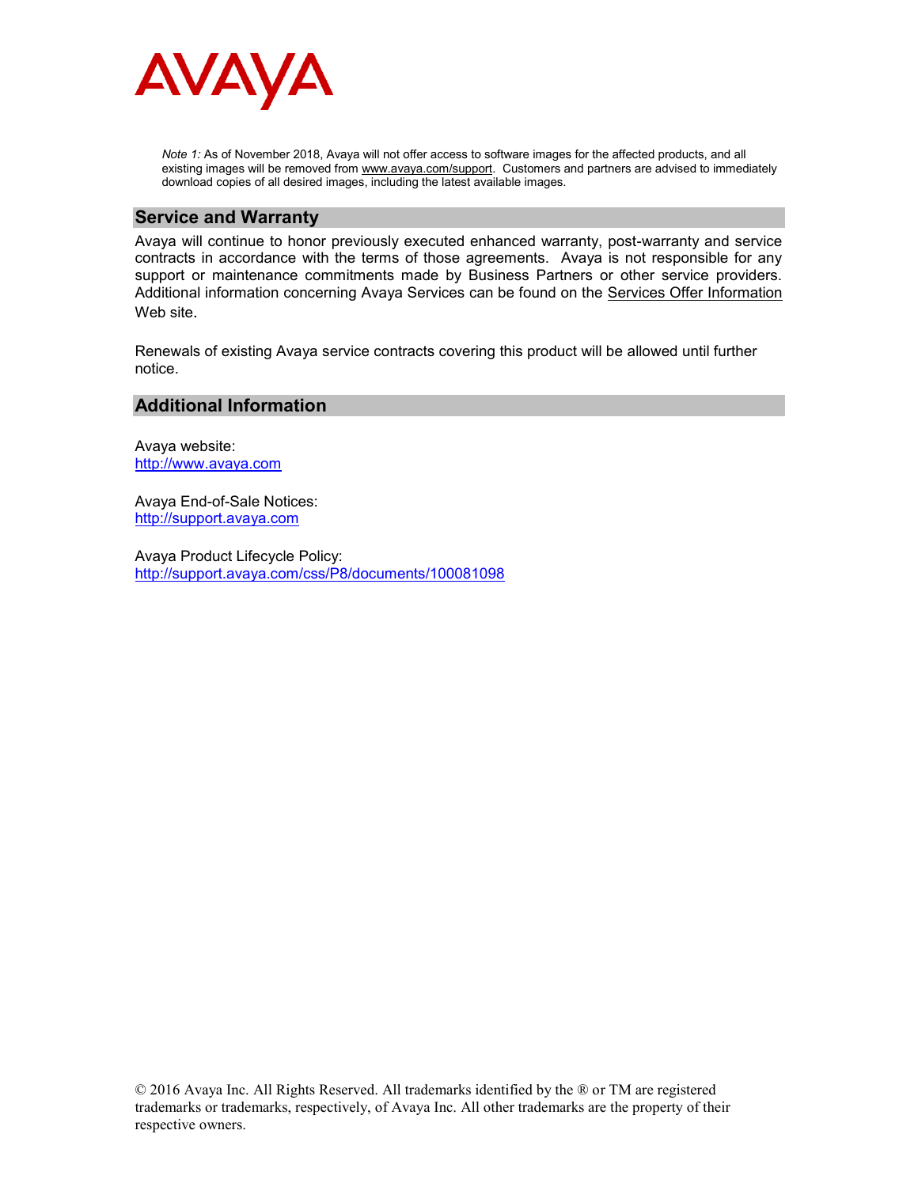*Note 1:* As of November 2018, Avaya will not offer access to software images for the affected products, and all existing images will be removed from www.avaya.com/support. Customers and partners are advised to immediately download copies of all desired images, including the latest available images.

## Service and Warranty

Avaya will continue to honor previously executed enhanced warranty, post-warranty and service contracts in accordance with the terms of those agreements. Avaya is not responsible for any support or maintenance commitments made by Business Partners or other service providers. Additional information concerning Avaya Services can be found on the Services Offer Information Web site.

Renewals of existing Avaya service contracts covering this product will be allowed until further notice.

## Additional Information

Avaya website:
http://www.avaya.com

Avaya End-of-Sale Notices:
http://support.avaya.com

Avaya Product Lifecycle Policy:
http://support.avaya.com/css/P8/documents/100081098

© 2016 Avaya Inc. All Rights Reserved. All trademarks identified by the ® or TM are registered trademarks or trademarks, respectively, of Avaya Inc. All other trademarks are the property of their respective owners.